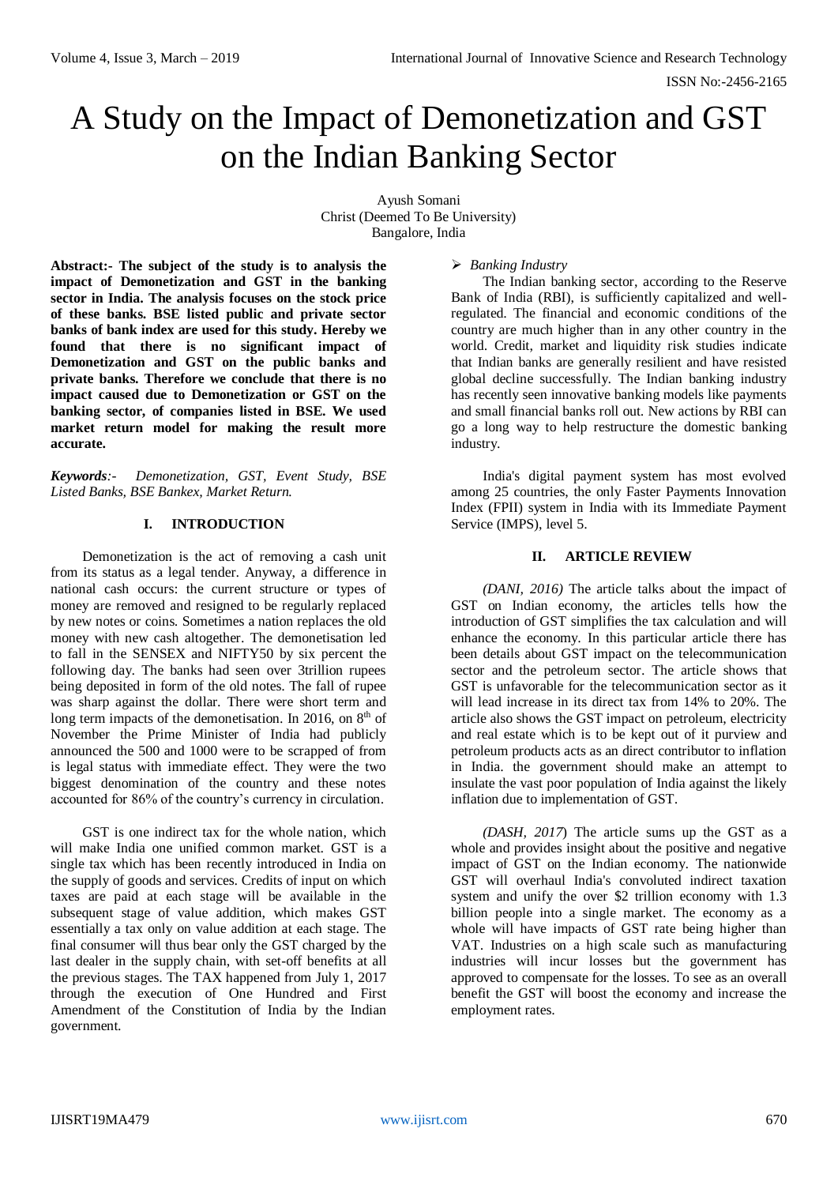# A Study on the Impact of Demonetization and GST on the Indian Banking Sector

Ayush Somani
Christ (Deemed To Be University)
Bangalore, India

**Abstract:- The subject of the study is to analysis the impact of Demonetization and GST in the banking sector in India. The analysis focuses on the stock price of these banks. BSE listed public and private sector banks of bank index are used for this study. Hereby we found that there is no significant impact of Demonetization and GST on the public banks and private banks. Therefore we conclude that there is no impact caused due to Demonetization or GST on the banking sector, of companies listed in BSE. We used market return model for making the result more accurate.**

***Keywords**:- Demonetization, GST, Event Study, BSE Listed Banks, BSE Bankex, Market Return.*

## I. INTRODUCTION

Demonetization is the act of removing a cash unit from its status as a legal tender. Anyway, a difference in national cash occurs: the current structure or types of money are removed and resigned to be regularly replaced by new notes or coins. Sometimes a nation replaces the old money with new cash altogether. The demonetisation led to fall in the SENSEX and NIFTY50 by six percent the following day. The banks had seen over 3trillion rupees being deposited in form of the old notes. The fall of rupee was sharp against the dollar. There were short term and long term impacts of the demonetisation. In 2016, on 8th of November the Prime Minister of India had publicly announced the 500 and 1000 were to be scrapped of from is legal status with immediate effect. They were the two biggest denomination of the country and these notes accounted for 86% of the country's currency in circulation.

GST is one indirect tax for the whole nation, which will make India one unified common market. GST is a single tax which has been recently introduced in India on the supply of goods and services. Credits of input on which taxes are paid at each stage will be available in the subsequent stage of value addition, which makes GST essentially a tax only on value addition at each stage. The final consumer will thus bear only the GST charged by the last dealer in the supply chain, with set-off benefits at all the previous stages. The TAX happened from July 1, 2017 through the execution of One Hundred and First Amendment of the Constitution of India by the Indian government.

- *Banking Industry*

The Indian banking sector, according to the Reserve Bank of India (RBI), is sufficiently capitalized and well-regulated. The financial and economic conditions of the country are much higher than in any other country in the world. Credit, market and liquidity risk studies indicate that Indian banks are generally resilient and have resisted global decline successfully. The Indian banking industry has recently seen innovative banking models like payments and small financial banks roll out. New actions by RBI can go a long way to help restructure the domestic banking industry.

India's digital payment system has most evolved among 25 countries, the only Faster Payments Innovation Index (FPII) system in India with its Immediate Payment Service (IMPS), level 5.

## II. ARTICLE REVIEW

*(DANI, 2016)* The article talks about the impact of GST on Indian economy, the articles tells how the introduction of GST simplifies the tax calculation and will enhance the economy. In this particular article there has been details about GST impact on the telecommunication sector and the petroleum sector. The article shows that GST is unfavorable for the telecommunication sector as it will lead increase in its direct tax from 14% to 20%. The article also shows the GST impact on petroleum, electricity and real estate which is to be kept out of it purview and petroleum products acts as an direct contributor to inflation in India. the government should make an attempt to insulate the vast poor population of India against the likely inflation due to implementation of GST.

*(DASH, 2017)* The article sums up the GST as a whole and provides insight about the positive and negative impact of GST on the Indian economy. The nationwide GST will overhaul India's convoluted indirect taxation system and unify the over $2 trillion economy with 1.3 billion people into a single market. The economy as a whole will have impacts of GST rate being higher than VAT. Industries on a high scale such as manufacturing industries will incur losses but the government has approved to compensate for the losses. To see as an overall benefit the GST will boost the economy and increase the employment rates.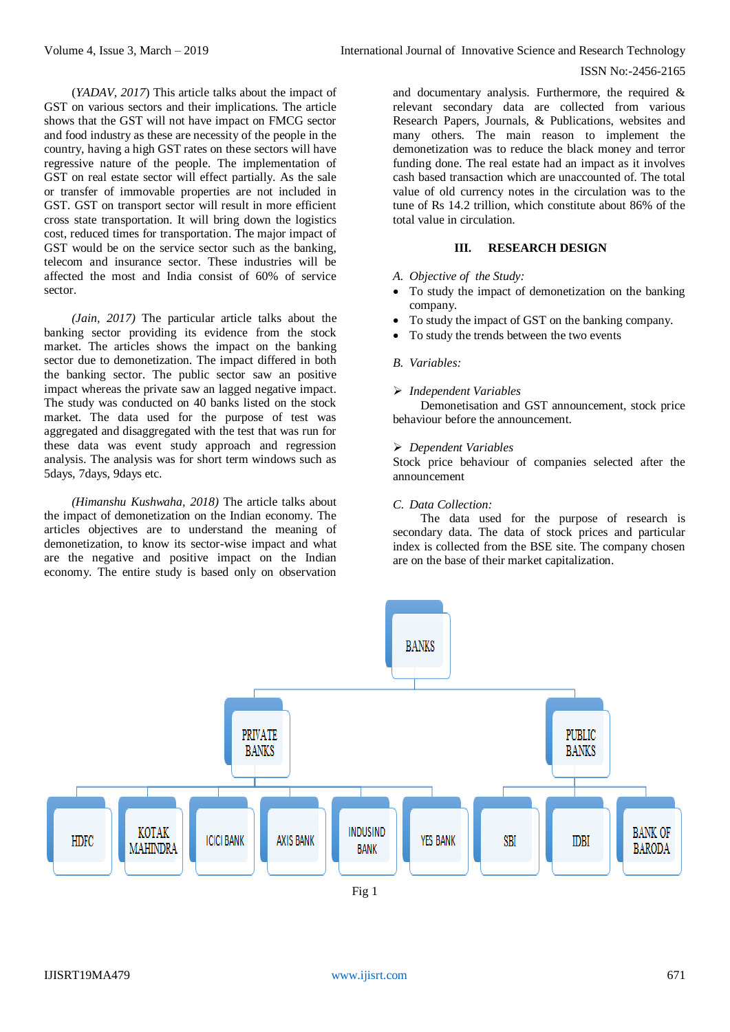(*YADAV, 2017*) This article talks about the impact of GST on various sectors and their implications. The article shows that the GST will not have impact on FMCG sector and food industry as these are necessity of the people in the country, having a high GST rates on these sectors will have regressive nature of the people. The implementation of GST on real estate sector will effect partially. As the sale or transfer of immovable properties are not included in GST. GST on transport sector will result in more efficient cross state transportation. It will bring down the logistics cost, reduced times for transportation. The major impact of GST would be on the service sector such as the banking, telecom and insurance sector. These industries will be affected the most and India consist of 60% of service sector.

*(Jain, 2017)* The particular article talks about the banking sector providing its evidence from the stock market. The articles shows the impact on the banking sector due to demonetization. The impact differed in both the banking sector. The public sector saw an positive impact whereas the private saw an lagged negative impact. The study was conducted on 40 banks listed on the stock market. The data used for the purpose of test was aggregated and disaggregated with the test that was run for these data was event study approach and regression analysis. The analysis was for short term windows such as 5days, 7days, 9days etc.

*(Himanshu Kushwaha, 2018)* The article talks about the impact of demonetization on the Indian economy. The articles objectives are to understand the meaning of demonetization, to know its sector-wise impact and what are the negative and positive impact on the Indian economy. The entire study is based only on observation and documentary analysis. Furthermore, the required & relevant secondary data are collected from various Research Papers, Journals, & Publications, websites and many others. The main reason to implement the demonetization was to reduce the black money and terror funding done. The real estate had an impact as it involves cash based transaction which are unaccounted of. The total value of old currency notes in the circulation was to the tune of Rs 14.2 trillion, which constitute about 86% of the total value in circulation.

## III. RESEARCH DESIGN

### *A. Objective of the Study:*

- To study the impact of demonetization on the banking company.
- To study the impact of GST on the banking company.
- To study the trends between the two events

### *B. Variables:*

- *Independent Variables*

  Demonetisation and GST announcement, stock price behaviour before the announcement.

- *Dependent Variables*

  Stock price behaviour of companies selected after the announcement

### *C. Data Collection:*

The data used for the purpose of research is secondary data. The data of stock prices and particular index is collected from the BSE site. The company chosen are on the base of their market capitalization.

- BANKS
  - PRIVATE BANKS
    - HDFC
    - KOTAK MAHINDRA
    - ICICI BANK
    - AXIS BANK
    - INDUSIND BANK
    - YES BANK
  - PUBLIC BANKS
    - SBI
    - IDBI
    - BANK OF BARODA

Fig 1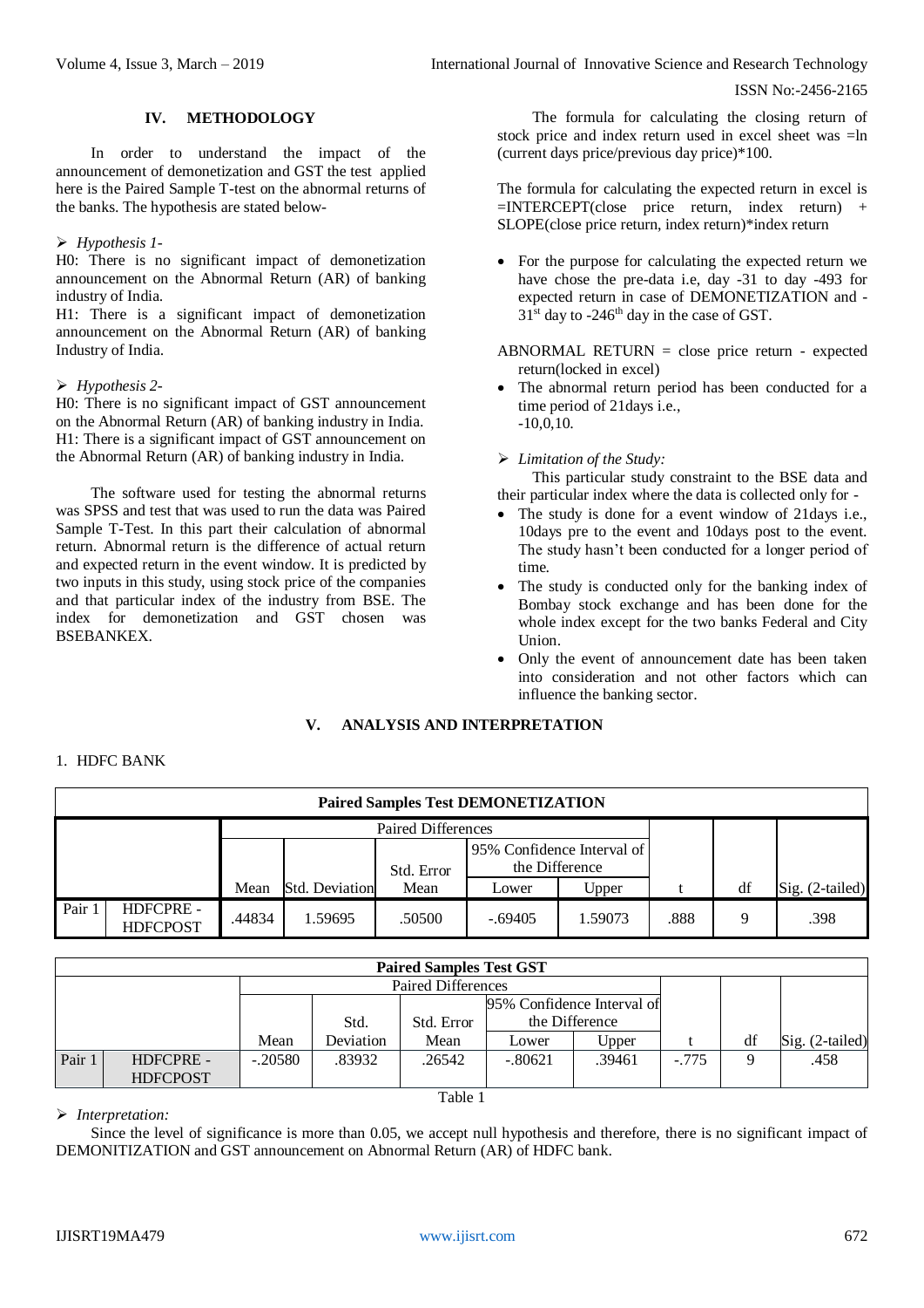## IV. METHODOLOGY

In order to understand the impact of the announcement of demonetization and GST the test applied here is the Paired Sample T-test on the abnormal returns of the banks. The hypothesis are stated below-

➢ *Hypothesis 1-*

H0: There is no significant impact of demonetization announcement on the Abnormal Return (AR) of banking industry of India.

H1: There is a significant impact of demonetization announcement on the Abnormal Return (AR) of banking Industry of India.

➢ *Hypothesis 2-*

H0: There is no significant impact of GST announcement on the Abnormal Return (AR) of banking industry in India.

H1: There is a significant impact of GST announcement on the Abnormal Return (AR) of banking industry in India.

The software used for testing the abnormal returns was SPSS and test that was used to run the data was Paired Sample T-Test. In this part their calculation of abnormal return. Abnormal return is the difference of actual return and expected return in the event window. It is predicted by two inputs in this study, using stock price of the companies and that particular index of the industry from BSE. The index for demonetization and GST chosen was BSEBANKEX.

The formula for calculating the closing return of stock price and index return used in excel sheet was =ln (current days price/previous day price)*100.

The formula for calculating the expected return in excel is =INTERCEPT(close price return, index return) + SLOPE(close price return, index return)*index return

- For the purpose for calculating the expected return we have chose the pre-data i.e, day -31 to day -493 for expected return in case of DEMONETIZATION and -31st day to -246th day in the case of GST.

ABNORMAL RETURN = close price return - expected return(locked in excel)

- The abnormal return period has been conducted for a time period of 21days i.e., -10,0,10.

➢ *Limitation of the Study:*

This particular study constraint to the BSE data and their particular index where the data is collected only for -

- The study is done for a event window of 21days i.e., 10days pre to the event and 10days post to the event. The study hasn't been conducted for a longer period of time.
- The study is conducted only for the banking index of Bombay stock exchange and has been done for the whole index except for the two banks Federal and City Union.
- Only the event of announcement date has been taken into consideration and not other factors which can influence the banking sector.

## V. ANALYSIS AND INTERPRETATION

1. HDFC BANK

**Paired Samples Test DEMONETIZATION**

| | | Paired Differences | | | | | t | df | Sig. (2-tailed) |
|---|---|---|---|---|---|---|---|---|---|
| | | Mean | Std. Deviation | Std. Error Mean | 95% Confidence Interval of the Difference Lower | Upper | | | |
| Pair 1 | HDFCPRE - HDFCPOST | .44834 | 1.59695 | .50500 | -.69405 | 1.59073 | .888 | 9 | .398 |

**Paired Samples Test GST**

| | | Paired Differences | | | | | t | df | Sig. (2-tailed) |
|---|---|---|---|---|---|---|---|---|---|
| | | Mean | Std. Deviation | Std. Error Mean | 95% Confidence Interval of the Difference Lower | Upper | | | |
| Pair 1 | HDFCPRE - HDFCPOST | -.20580 | .83932 | .26542 | -.80621 | .39461 | -.775 | 9 | .458 |

Table 1

➢ *Interpretation:*

Since the level of significance is more than 0.05, we accept null hypothesis and therefore, there is no significant impact of DEMONITIZATION and GST announcement on Abnormal Return (AR) of HDFC bank.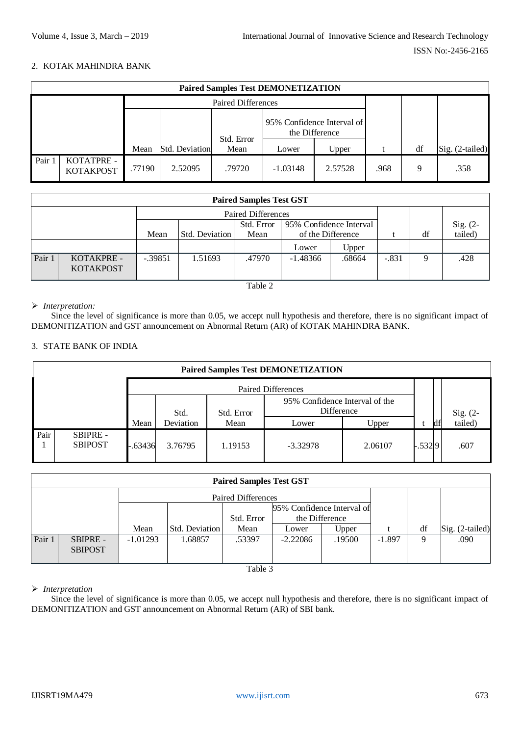2. KOTAK MAHINDRA BANK

| Paired Samples Test DEMONETIZATION | | | | | | | | | |
|---|---|---|---|---|---|---|---|---|---|
| | | Paired Differences | | | | | | | |
| | | Mean | Std. Deviation | Std. Error Mean | 95% Confidence Interval of the Difference | | t | df | Sig. (2-tailed) |
| | | | | | Lower | Upper | | | |
| Pair 1 | KOTATPRE - KOTAKPOST | .77190 | 2.52095 | .79720 | -1.03148 | 2.57528 | .968 | 9 | .358 |

| Paired Samples Test GST | | | | | | | | | |
|---|---|---|---|---|---|---|---|---|---|
| | | Paired Differences | | | | | | | |
| | | Mean | Std. Deviation | Std. Error Mean | 95% Confidence Interval of the Difference | | t | df | Sig. (2-tailed) |
| | | | | | Lower | Upper | | | |
| Pair 1 | KOTAKPRE - KOTAKPOST | -.39851 | 1.51693 | .47970 | -1.48366 | .68664 | -.831 | 9 | .428 |

Table 2

➢ *Interpretation:*

Since the level of significance is more than 0.05, we accept null hypothesis and therefore, there is no significant impact of DEMONITIZATION and GST announcement on Abnormal Return (AR) of KOTAK MAHINDRA BANK.

3. STATE BANK OF INDIA

| Paired Samples Test DEMONETIZATION | | | | | | | | | |
|---|---|---|---|---|---|---|---|---|---|
| | | Paired Differences | | | | | | | |
| | | Mean | Std. Deviation | Std. Error Mean | 95% Confidence Interval of the Difference | | t | df | Sig. (2-tailed) |
| | | | | | Lower | Upper | | | |
| Pair 1 | SBIPRE - SBIPOST | -.63436 | 3.76795 | 1.19153 | -3.32978 | 2.06107 | -.532 | 9 | .607 |

| Paired Samples Test GST | | | | | | | | | |
|---|---|---|---|---|---|---|---|---|---|
| | | Paired Differences | | | | | | | |
| | | Mean | Std. Deviation | Std. Error Mean | 95% Confidence Interval of the Difference | | t | df | Sig. (2-tailed) |
| | | | | | Lower | Upper | | | |
| Pair 1 | SBIPRE - SBIPOST | -1.01293 | 1.68857 | .53397 | -2.22086 | .19500 | -1.897 | 9 | .090 |

Table 3

➢ *Interpretation*

Since the level of significance is more than 0.05, we accept null hypothesis and therefore, there is no significant impact of DEMONITIZATION and GST announcement on Abnormal Return (AR) of SBI bank.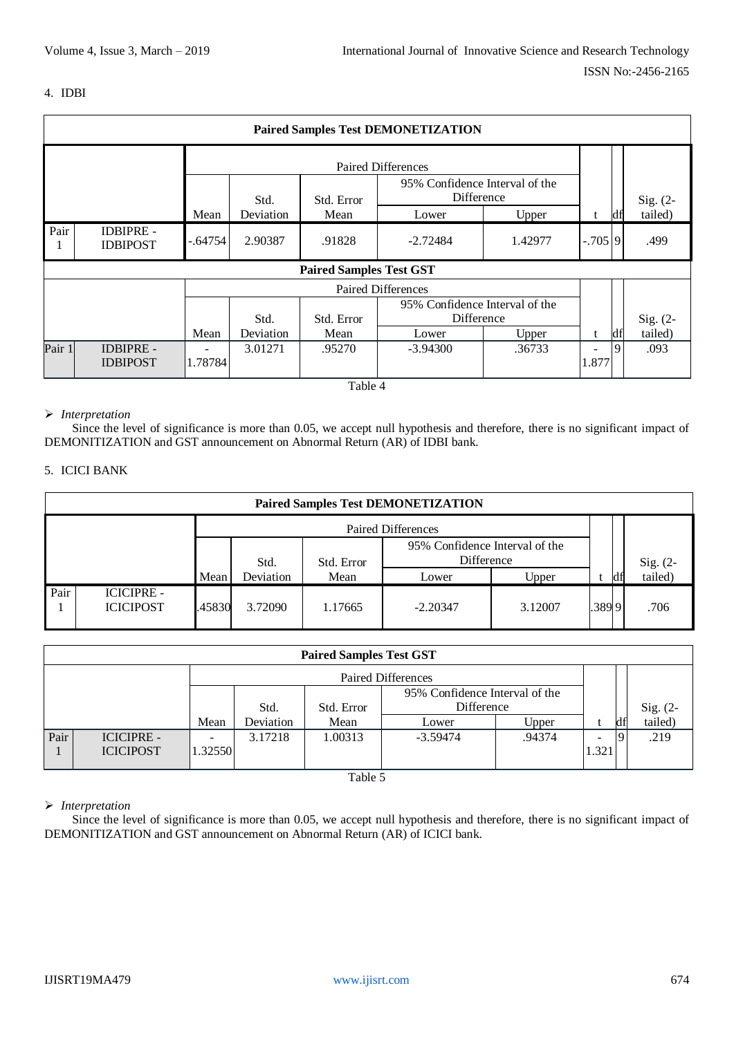4. IDBI

| Paired Samples Test DEMONETIZATION | | | | | | | | | |
|---|---|---|---|---|---|---|---|---|---|
| | | Paired Differences | | | | | | | |
| | | Mean | Std. Deviation | Std. Error Mean | 95% Confidence Interval of the Difference | | t | df | Sig. (2-tailed) |
| | | | | | Lower | Upper | | | |
| Pair 1 | IDBIPRE - IDBIPOST | -.64754 | 2.90387 | .91828 | -2.72484 | 1.42977 | -.705 | 9 | .499 |
| **Paired Samples Test GST** | | | | | | | | | |
| | | Paired Differences | | | | | | | |
| | | Mean | Std. Deviation | Std. Error Mean | 95% Confidence Interval of the Difference | | t | df | Sig. (2-tailed) |
| | | | | | Lower | Upper | | | |
| Pair 1 | IDBIPRE - IDBIPOST | -1.78784 | 3.01271 | .95270 | -3.94300 | .36733 | -1.877 | 9 | .093 |

Table 4

➢ *Interpretation*

Since the level of significance is more than 0.05, we accept null hypothesis and therefore, there is no significant impact of DEMONITIZATION and GST announcement on Abnormal Return (AR) of IDBI bank.

5. ICICI BANK

| Paired Samples Test DEMONETIZATION | | | | | | | | | |
|---|---|---|---|---|---|---|---|---|---|
| | | Paired Differences | | | | | | | |
| | | Mean | Std. Deviation | Std. Error Mean | 95% Confidence Interval of the Difference | | t | df | Sig. (2-tailed) |
| | | | | | Lower | Upper | | | |
| Pair 1 | ICICIPRE - ICICIPOST | .45830 | 3.72090 | 1.17665 | -2.20347 | 3.12007 | .389 | 9 | .706 |

| Paired Samples Test GST | | | | | | | | | |
|---|---|---|---|---|---|---|---|---|---|
| | | Paired Differences | | | | | | | |
| | | Mean | Std. Deviation | Std. Error Mean | 95% Confidence Interval of the Difference | | t | df | Sig. (2-tailed) |
| | | | | | Lower | Upper | | | |
| Pair 1 | ICICIPRE - ICICIPOST | -1.32550 | 3.17218 | 1.00313 | -3.59474 | .94374 | -1.321 | 9 | .219 |

Table 5

➢ *Interpretation*

Since the level of significance is more than 0.05, we accept null hypothesis and therefore, there is no significant impact of DEMONITIZATION and GST announcement on Abnormal Return (AR) of ICICI bank.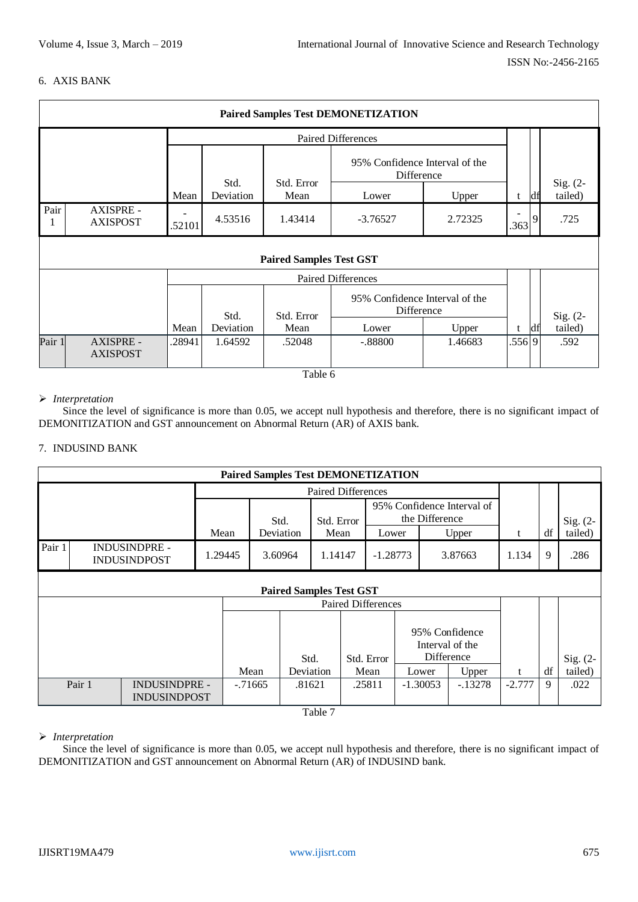6. AXIS BANK

| Paired Samples Test DEMONETIZATION | | | | | | | | | | |
|---|---|---|---|---|---|---|---|---|---|---|
| | | Paired Differences | | | | | | | | |
| | | Mean | Std. Deviation | Std. Error Mean | 95% Confidence Interval of the Difference | | t | df | Sig. (2-tailed) |
| | | | | | Lower | Upper | | | |
| Pair 1 | AXISPRE - AXISPOST | -.52101 | 4.53516 | 1.43414 | -3.76527 | 2.72325 | -.363 | 9 | .725 |

| Paired Samples Test GST | | | | | | | | | |
|---|---|---|---|---|---|---|---|---|---|
| | | Paired Differences | | | | | | | |
| | | Mean | Std. Deviation | Std. Error Mean | 95% Confidence Interval of the Difference | | t | df | Sig. (2-tailed) |
| | | | | | Lower | Upper | | | |
| Pair 1 | AXISPRE - AXISPOST | .28941 | 1.64592 | .52048 | -.88800 | 1.46683 | .556 | 9 | .592 |

Table 6

➢ *Interpretation*

Since the level of significance is more than 0.05, we accept null hypothesis and therefore, there is no significant impact of DEMONITIZATION and GST announcement on Abnormal Return (AR) of AXIS bank.

7. INDUSIND BANK

| Paired Samples Test DEMONETIZATION | | | | | | | | | |
|---|---|---|---|---|---|---|---|---|---|
| | | Paired Differences | | | | | | | |
| | | Mean | Std. Deviation | Std. Error Mean | 95% Confidence Interval of the Difference | | t | df | Sig. (2-tailed) |
| | | | | | Lower | Upper | | | |
| Pair 1 | INDUSINDPRE - INDUSINDPOST | 1.29445 | 3.60964 | 1.14147 | -1.28773 | 3.87663 | 1.134 | 9 | .286 |

| Paired Samples Test GST | | | | | | | | | |
|---|---|---|---|---|---|---|---|---|---|
| | | Paired Differences | | | | | | | |
| | | Mean | Std. Deviation | Std. Error Mean | 95% Confidence Interval of the Difference | | t | df | Sig. (2-tailed) |
| | | | | | Lower | Upper | | | |
| Pair 1 | INDUSINDPRE - INDUSINDPOST | -.71665 | .81621 | .25811 | -1.30053 | -.13278 | -2.777 | 9 | .022 |

Table 7

➢ *Interpretation*

Since the level of significance is more than 0.05, we accept null hypothesis and therefore, there is no significant impact of DEMONITIZATION and GST announcement on Abnormal Return (AR) of INDUSIND bank.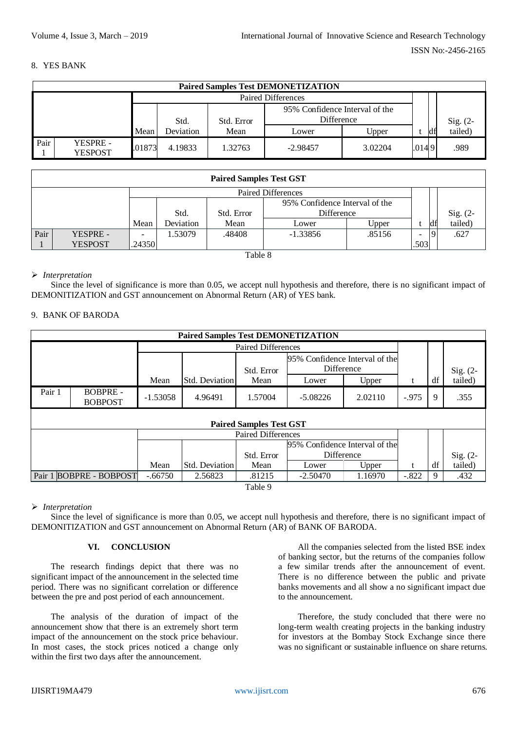8. YES BANK

| Paired Samples Test DEMONETIZATION | | | | | | | | | |
|---|---|---|---|---|---|---|---|---|---|
| | | Paired Differences | | | | | | | |
| | | Mean | Std. Deviation | Std. Error Mean | 95% Confidence Interval of the Difference | | t | df | Sig. (2-tailed) |
| | | | | | Lower | Upper | | | |
| Pair 1 | YESPRE - YESPOST | .01873 | 4.19833 | 1.32763 | -2.98457 | 3.02204 | .014 | 9 | .989 |

| Paired Samples Test GST | | | | | | | | | |
|---|---|---|---|---|---|---|---|---|---|
| | | Paired Differences | | | | | | | |
| | | Mean | Std. Deviation | Std. Error Mean | 95% Confidence Interval of the Difference | | t | df | Sig. (2-tailed) |
| | | | | | Lower | Upper | | | |
| Pair 1 | YESPRE - YESPOST | -.24350 | 1.53079 | .48408 | -1.33856 | .85156 | -.503 | 9 | .627 |

Table 8

➢ *Interpretation*

Since the level of significance is more than 0.05, we accept null hypothesis and therefore, there is no significant impact of DEMONITIZATION and GST announcement on Abnormal Return (AR) of YES bank.

9. BANK OF BARODA

| Paired Samples Test DEMONETIZATION | | | | | | | | | |
|---|---|---|---|---|---|---|---|---|---|
| | | Paired Differences | | | | | | | |
| | | Mean | Std. Deviation | Std. Error Mean | 95% Confidence Interval of the Difference | | t | df | Sig. (2-tailed) |
| | | | | | Lower | Upper | | | |
| Pair 1 | BOBPRE - BOBPOST | -1.53058 | 4.96491 | 1.57004 | -5.08226 | 2.02110 | -.975 | 9 | .355 |

| Paired Samples Test GST | | | | | | | | | |
|---|---|---|---|---|---|---|---|---|---|
| | | Paired Differences | | | | | | | |
| | | Mean | Std. Deviation | Std. Error Mean | 95% Confidence Interval of the Difference | | t | df | Sig. (2-tailed) |
| | | | | | Lower | Upper | | | |
| Pair 1 | BOBPRE - BOBPOST | -.66750 | 2.56823 | .81215 | -2.50470 | 1.16970 | -.822 | 9 | .432 |

Table 9

➢ *Interpretation*

Since the level of significance is more than 0.05, we accept null hypothesis and therefore, there is no significant impact of DEMONITIZATION and GST announcement on Abnormal Return (AR) of BANK OF BARODA.

## VI. CONCLUSION

The research findings depict that there was no significant impact of the announcement in the selected time period. There was no significant correlation or difference between the pre and post period of each announcement.

The analysis of the duration of impact of the announcement show that there is an extremely short term impact of the announcement on the stock price behaviour. In most cases, the stock prices noticed a change only within the first two days after the announcement.

All the companies selected from the listed BSE index of banking sector, but the returns of the companies follow a few similar trends after the announcement of event. There is no difference between the public and private banks movements and all show a no significant impact due to the announcement.

Therefore, the study concluded that there were no long-term wealth creating projects in the banking industry for investors at the Bombay Stock Exchange since there was no significant or sustainable influence on share returns.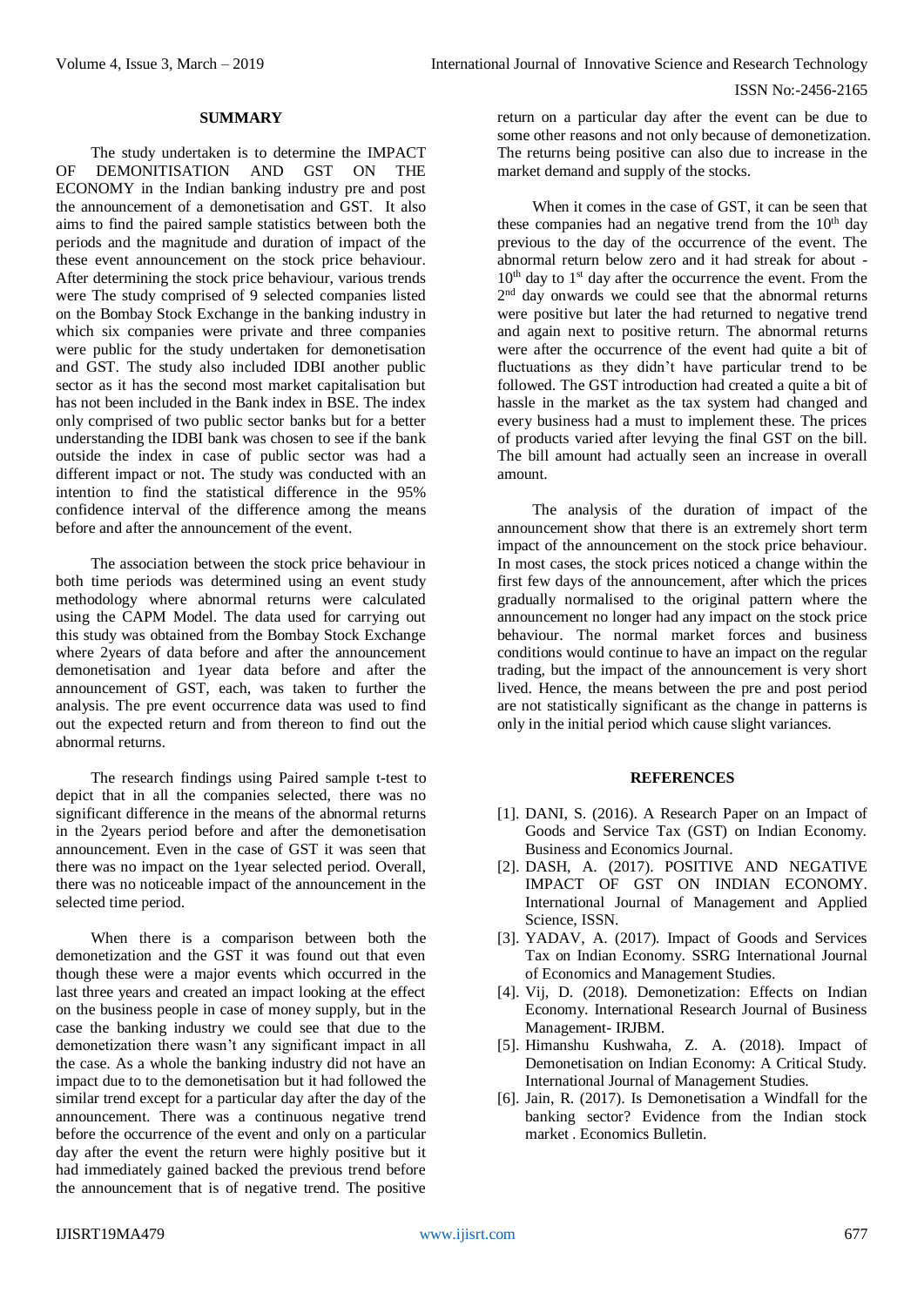## SUMMARY

The study undertaken is to determine the IMPACT OF DEMONITISATION AND GST ON THE ECONOMY in the Indian banking industry pre and post the announcement of a demonetisation and GST. It also aims to find the paired sample statistics between both the periods and the magnitude and duration of impact of the these event announcement on the stock price behaviour. After determining the stock price behaviour, various trends were The study comprised of 9 selected companies listed on the Bombay Stock Exchange in the banking industry in which six companies were private and three companies were public for the study undertaken for demonetisation and GST. The study also included IDBI another public sector as it has the second most market capitalisation but has not been included in the Bank index in BSE. The index only comprised of two public sector banks but for a better understanding the IDBI bank was chosen to see if the bank outside the index in case of public sector was had a different impact or not. The study was conducted with an intention to find the statistical difference in the 95% confidence interval of the difference among the means before and after the announcement of the event.

The association between the stock price behaviour in both time periods was determined using an event study methodology where abnormal returns were calculated using the CAPM Model. The data used for carrying out this study was obtained from the Bombay Stock Exchange where 2years of data before and after the announcement demonetisation and 1year data before and after the announcement of GST, each, was taken to further the analysis. The pre event occurrence data was used to find out the expected return and from thereon to find out the abnormal returns.

The research findings using Paired sample t-test to depict that in all the companies selected, there was no significant difference in the means of the abnormal returns in the 2years period before and after the demonetisation announcement. Even in the case of GST it was seen that there was no impact on the 1year selected period. Overall, there was no noticeable impact of the announcement in the selected time period.

When there is a comparison between both the demonetization and the GST it was found out that even though these were a major events which occurred in the last three years and created an impact looking at the effect on the business people in case of money supply, but in the case the banking industry we could see that due to the demonetization there wasn't any significant impact in all the case. As a whole the banking industry did not have an impact due to to the demonetisation but it had followed the similar trend except for a particular day after the day of the announcement. There was a continuous negative trend before the occurrence of the event and only on a particular day after the event the return were highly positive but it had immediately gained backed the previous trend before the announcement that is of negative trend. The positive return on a particular day after the event can be due to some other reasons and not only because of demonetization. The returns being positive can also due to increase in the market demand and supply of the stocks.

When it comes in the case of GST, it can be seen that these companies had an negative trend from the 10th day previous to the day of the occurrence of the event. The abnormal return below zero and it had streak for about -10th day to 1st day after the occurrence the event. From the 2nd day onwards we could see that the abnormal returns were positive but later the had returned to negative trend and again next to positive return. The abnormal returns were after the occurrence of the event had quite a bit of fluctuations as they didn't have particular trend to be followed. The GST introduction had created a quite a bit of hassle in the market as the tax system had changed and every business had a must to implement these. The prices of products varied after levying the final GST on the bill. The bill amount had actually seen an increase in overall amount.

The analysis of the duration of impact of the announcement show that there is an extremely short term impact of the announcement on the stock price behaviour. In most cases, the stock prices noticed a change within the first few days of the announcement, after which the prices gradually normalised to the original pattern where the announcement no longer had any impact on the stock price behaviour. The normal market forces and business conditions would continue to have an impact on the regular trading, but the impact of the announcement is very short lived. Hence, the means between the pre and post period are not statistically significant as the change in patterns is only in the initial period which cause slight variances.

## REFERENCES

[1]. DANI, S. (2016). A Research Paper on an Impact of Goods and Service Tax (GST) on Indian Economy. Business and Economics Journal.

[2]. DASH, A. (2017). POSITIVE AND NEGATIVE IMPACT OF GST ON INDIAN ECONOMY. International Journal of Management and Applied Science, ISSN.

[3]. YADAV, A. (2017). Impact of Goods and Services Tax on Indian Economy. SSRG International Journal of Economics and Management Studies.

[4]. Vij, D. (2018). Demonetization: Effects on Indian Economy. International Research Journal of Business Management- IRJBM.

[5]. Himanshu Kushwaha, Z. A. (2018). Impact of Demonetisation on Indian Economy: A Critical Study. International Journal of Management Studies.

[6]. Jain, R. (2017). Is Demonetisation a Windfall for the banking sector? Evidence from the Indian stock market . Economics Bulletin.